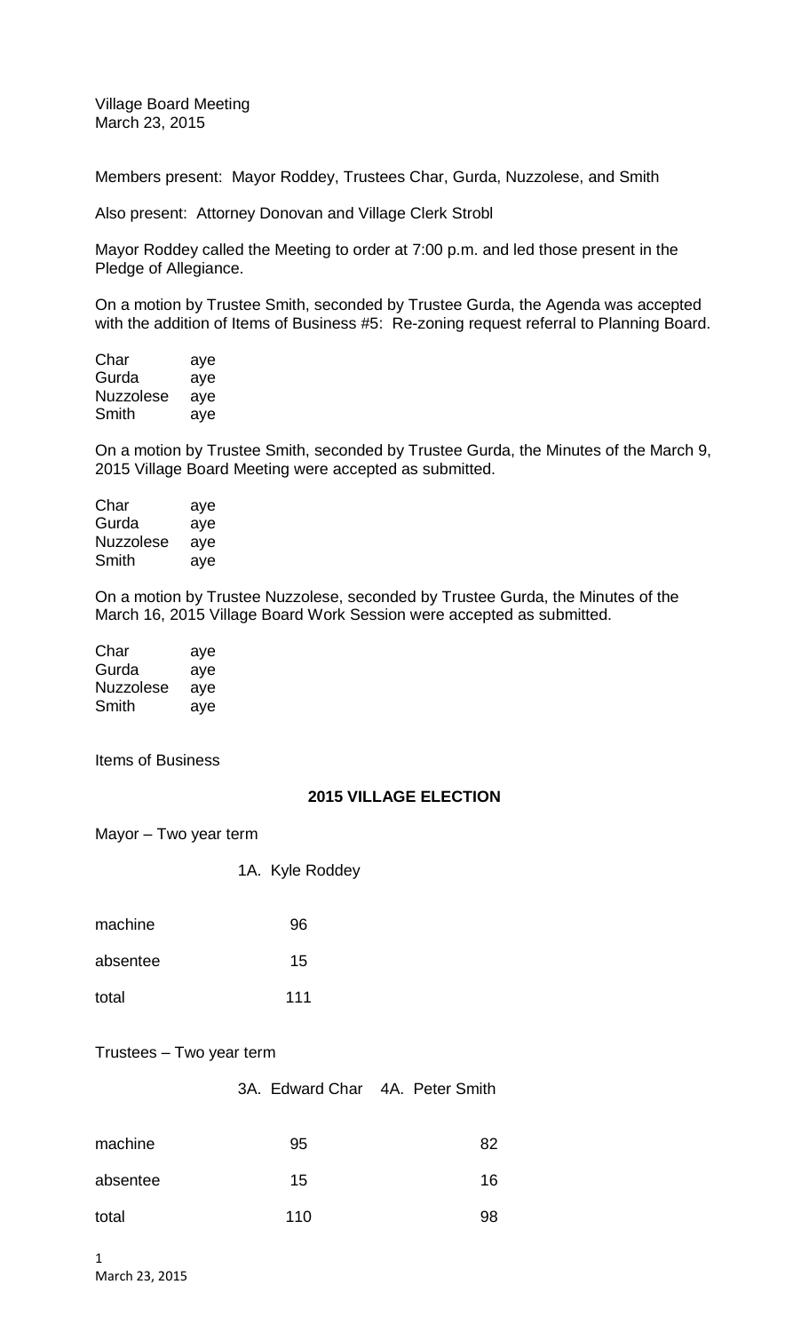Village Board Meeting
March 23, 2015

Members present: Mayor Roddey, Trustees Char, Gurda, Nuzzolese, and Smith

Also present: Attorney Donovan and Village Clerk Strobl

Mayor Roddey called the Meeting to order at 7:00 p.m. and led those present in the Pledge of Allegiance.

On a motion by Trustee Smith, seconded by Trustee Gurda, the Agenda was accepted with the addition of Items of Business #5: Re-zoning request referral to Planning Board.

| | |
|---|---|
| Char | aye |
| Gurda | aye |
| Nuzzolese | aye |
| Smith | aye |

On a motion by Trustee Smith, seconded by Trustee Gurda, the Minutes of the March 9, 2015 Village Board Meeting were accepted as submitted.

| | |
|---|---|
| Char | aye |
| Gurda | aye |
| Nuzzolese | aye |
| Smith | aye |

On a motion by Trustee Nuzzolese, seconded by Trustee Gurda, the Minutes of the March 16, 2015 Village Board Work Session were accepted as submitted.

| | |
|---|---|
| Char | aye |
| Gurda | aye |
| Nuzzolese | aye |
| Smith | aye |

Items of Business

**2015 VILLAGE ELECTION**

Mayor – Two year term

| | 1A. Kyle Roddey |
|---|---|
| machine | 96 |
| absentee | 15 |
| total | 111 |

Trustees – Two year term

| | 3A. Edward Char | 4A. Peter Smith |
|---|---|---|
| machine | 95 | 82 |
| absentee | 15 | 16 |
| total | 110 | 98 |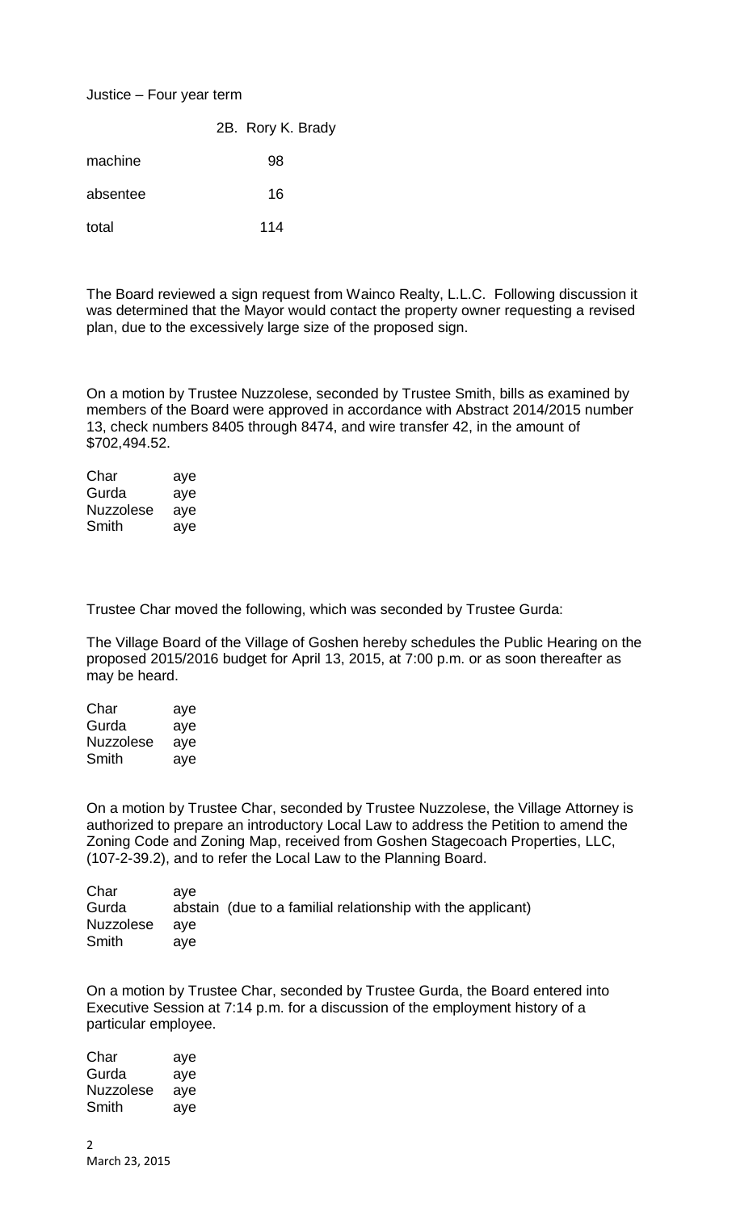Justice – Four year term

| | 2B. Rory K. Brady |
|---|---|
| machine | 98 |
| absentee | 16 |
| total | 114 |

The Board reviewed a sign request from Wainco Realty, L.L.C. Following discussion it was determined that the Mayor would contact the property owner requesting a revised plan, due to the excessively large size of the proposed sign.

On a motion by Trustee Nuzzolese, seconded by Trustee Smith, bills as examined by members of the Board were approved in accordance with Abstract 2014/2015 number 13, check numbers 8405 through 8474, and wire transfer 42, in the amount of $702,494.52.

| | |
|---|---|
| Char | aye |
| Gurda | aye |
| Nuzzolese | aye |
| Smith | aye |

Trustee Char moved the following, which was seconded by Trustee Gurda:

The Village Board of the Village of Goshen hereby schedules the Public Hearing on the proposed 2015/2016 budget for April 13, 2015, at 7:00 p.m. or as soon thereafter as may be heard.

| | |
|---|---|
| Char | aye |
| Gurda | aye |
| Nuzzolese | aye |
| Smith | aye |

On a motion by Trustee Char, seconded by Trustee Nuzzolese, the Village Attorney is authorized to prepare an introductory Local Law to address the Petition to amend the Zoning Code and Zoning Map, received from Goshen Stagecoach Properties, LLC, (107-2-39.2), and to refer the Local Law to the Planning Board.

| | |
|---|---|
| Char | aye |
| Gurda | abstain (due to a familial relationship with the applicant) |
| Nuzzolese | aye |
| Smith | aye |

On a motion by Trustee Char, seconded by Trustee Gurda, the Board entered into Executive Session at 7:14 p.m. for a discussion of the employment history of a particular employee.

| | |
|---|---|
| Char | aye |
| Gurda | aye |
| Nuzzolese | aye |
| Smith | aye |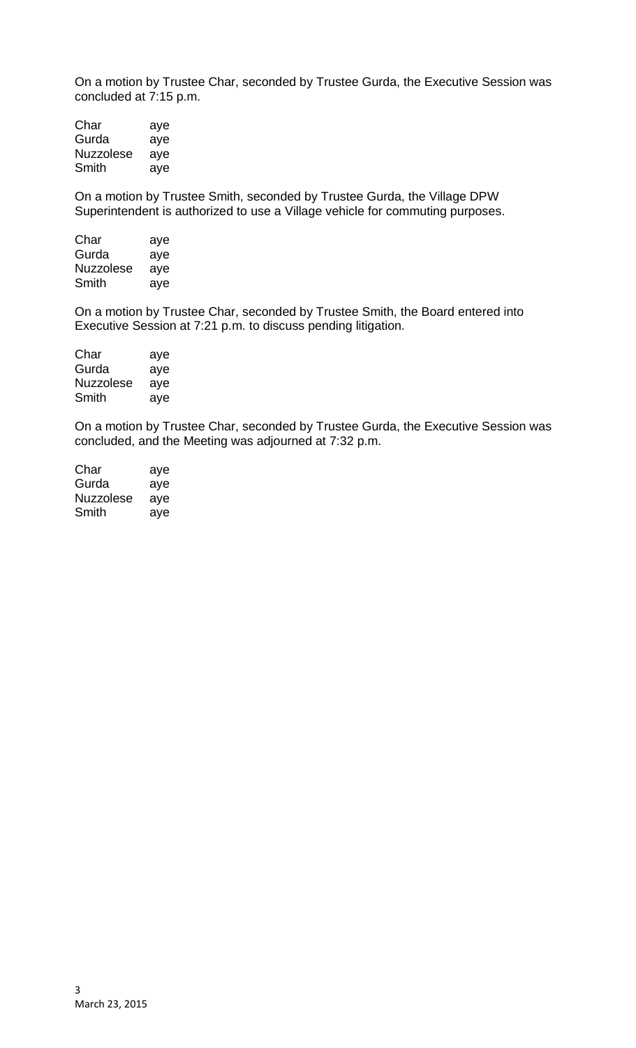On a motion by Trustee Char, seconded by Trustee Gurda, the Executive Session was concluded at 7:15 p.m.

| | |
|---|---|
| Char | aye |
| Gurda | aye |
| Nuzzolese | aye |
| Smith | aye |

On a motion by Trustee Smith, seconded by Trustee Gurda, the Village DPW Superintendent is authorized to use a Village vehicle for commuting purposes.

| | |
|---|---|
| Char | aye |
| Gurda | aye |
| Nuzzolese | aye |
| Smith | aye |

On a motion by Trustee Char, seconded by Trustee Smith, the Board entered into Executive Session at 7:21 p.m. to discuss pending litigation.

| | |
|---|---|
| Char | aye |
| Gurda | aye |
| Nuzzolese | aye |
| Smith | aye |

On a motion by Trustee Char, seconded by Trustee Gurda, the Executive Session was concluded, and the Meeting was adjourned at 7:32 p.m.

| | |
|---|---|
| Char | aye |
| Gurda | aye |
| Nuzzolese | aye |
| Smith | aye |